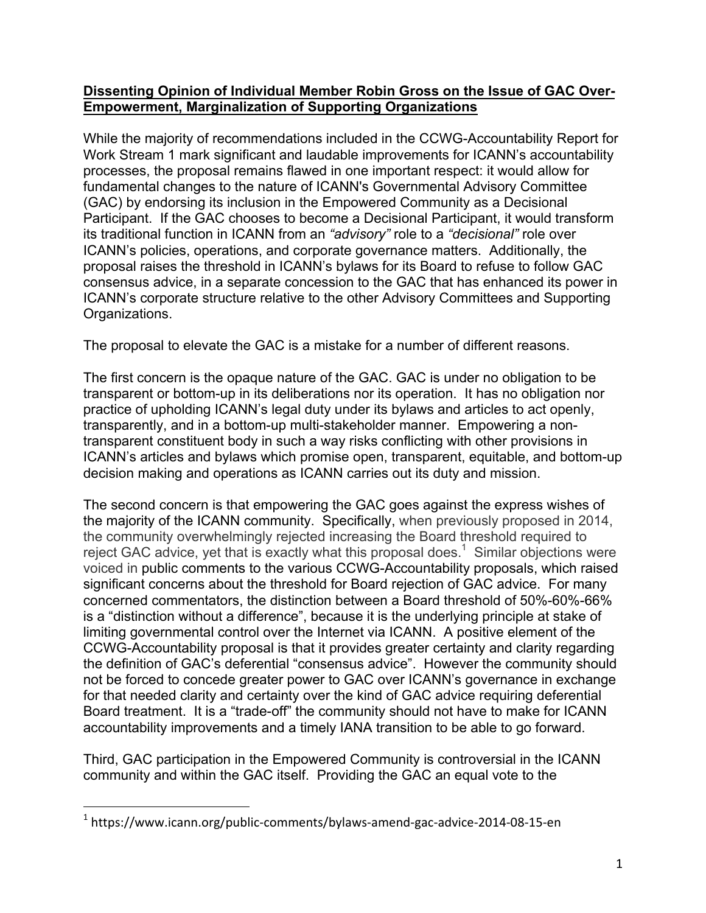**Dissenting Opinion of Individual Member Robin Gross on the Issue of GAC Over-Empowerment, Marginalization of Supporting Organizations**

While the majority of recommendations included in the CCWG-Accountability Report for Work Stream 1 mark significant and laudable improvements for ICANN's accountability processes, the proposal remains flawed in one important respect: it would allow for fundamental changes to the nature of ICANN's Governmental Advisory Committee (GAC) by endorsing its inclusion in the Empowered Community as a Decisional Participant. If the GAC chooses to become a Decisional Participant, it would transform its traditional function in ICANN from an *"advisory"* role to a *"decisional"* role over ICANN's policies, operations, and corporate governance matters. Additionally, the proposal raises the threshold in ICANN's bylaws for its Board to refuse to follow GAC consensus advice, in a separate concession to the GAC that has enhanced its power in ICANN's corporate structure relative to the other Advisory Committees and Supporting Organizations.

The proposal to elevate the GAC is a mistake for a number of different reasons.

The first concern is the opaque nature of the GAC. GAC is under no obligation to be transparent or bottom-up in its deliberations nor its operation. It has no obligation nor practice of upholding ICANN's legal duty under its bylaws and articles to act openly, transparently, and in a bottom-up multi-stakeholder manner. Empowering a non-transparent constituent body in such a way risks conflicting with other provisions in ICANN's articles and bylaws which promise open, transparent, equitable, and bottom-up decision making and operations as ICANN carries out its duty and mission.

The second concern is that empowering the GAC goes against the express wishes of the majority of the ICANN community. Specifically, when previously proposed in 2014, the community overwhelmingly rejected increasing the Board threshold required to reject GAC advice, yet that is exactly what this proposal does.[1] Similar objections were voiced in public comments to the various CCWG-Accountability proposals, which raised significant concerns about the threshold for Board rejection of GAC advice. For many concerned commentators, the distinction between a Board threshold of 50%-60%-66% is a "distinction without a difference", because it is the underlying principle at stake of limiting governmental control over the Internet via ICANN. A positive element of the CCWG-Accountability proposal is that it provides greater certainty and clarity regarding the definition of GAC's deferential "consensus advice". However the community should not be forced to concede greater power to GAC over ICANN's governance in exchange for that needed clarity and certainty over the kind of GAC advice requiring deferential Board treatment. It is a "trade-off" the community should not have to make for ICANN accountability improvements and a timely IANA transition to be able to go forward.

Third, GAC participation in the Empowered Community is controversial in the ICANN community and within the GAC itself. Providing the GAC an equal vote to the

---

[1] https://www.icann.org/public-comments/bylaws-amend-gac-advice-2014-08-15-en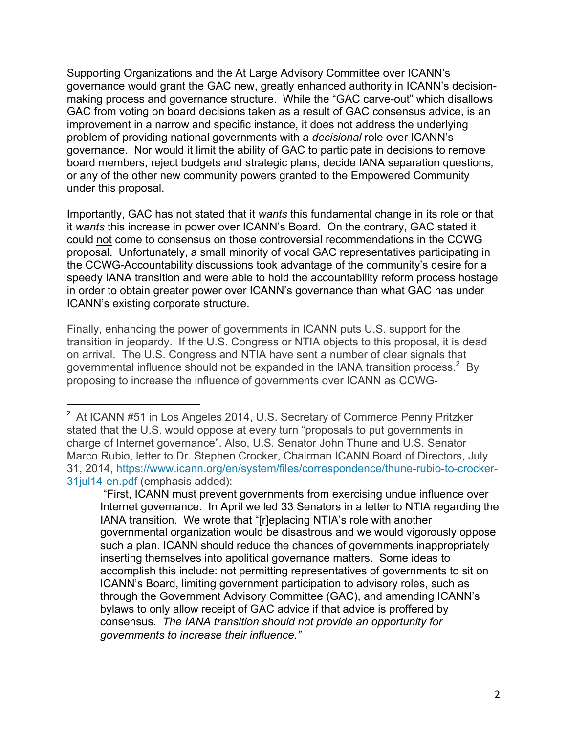Supporting Organizations and the At Large Advisory Committee over ICANN's governance would grant the GAC new, greatly enhanced authority in ICANN's decision-making process and governance structure. While the "GAC carve-out" which disallows GAC from voting on board decisions taken as a result of GAC consensus advice, is an improvement in a narrow and specific instance, it does not address the underlying problem of providing national governments with a *decisional* role over ICANN's governance. Nor would it limit the ability of GAC to participate in decisions to remove board members, reject budgets and strategic plans, decide IANA separation questions, or any of the other new community powers granted to the Empowered Community under this proposal.

Importantly, GAC has not stated that it *wants* this fundamental change in its role or that it *wants* this increase in power over ICANN's Board. On the contrary, GAC stated it could <u>not</u> come to consensus on those controversial recommendations in the CCWG proposal. Unfortunately, a small minority of vocal GAC representatives participating in the CCWG-Accountability discussions took advantage of the community's desire for a speedy IANA transition and were able to hold the accountability reform process hostage in order to obtain greater power over ICANN's governance than what GAC has under ICANN's existing corporate structure.

Finally, enhancing the power of governments in ICANN puts U.S. support for the transition in jeopardy. If the U.S. Congress or NTIA objects to this proposal, it is dead on arrival. The U.S. Congress and NTIA have sent a number of clear signals that governmental influence should not be expanded in the IANA transition process.[2] By proposing to increase the influence of governments over ICANN as CCWG-

---

[2] At ICANN #51 in Los Angeles 2014, U.S. Secretary of Commerce Penny Pritzker stated that the U.S. would oppose at every turn "proposals to put governments in charge of Internet governance". Also, U.S. Senator John Thune and U.S. Senator Marco Rubio, letter to Dr. Stephen Crocker, Chairman ICANN Board of Directors, July 31, 2014, https://www.icann.org/en/system/files/correspondence/thune-rubio-to-crocker-31jul14-en.pdf (emphasis added):

> "First, ICANN must prevent governments from exercising undue influence over Internet governance. In April we led 33 Senators in a letter to NTIA regarding the IANA transition. We wrote that "[r]eplacing NTIA's role with another governmental organization would be disastrous and we would vigorously oppose such a plan. ICANN should reduce the chances of governments inappropriately inserting themselves into apolitical governance matters. Some ideas to accomplish this include: not permitting representatives of governments to sit on ICANN's Board, limiting government participation to advisory roles, such as through the Government Advisory Committee (GAC), and amending ICANN's bylaws to only allow receipt of GAC advice if that advice is proffered by consensus. *The IANA transition should not provide an opportunity for governments to increase their influence."*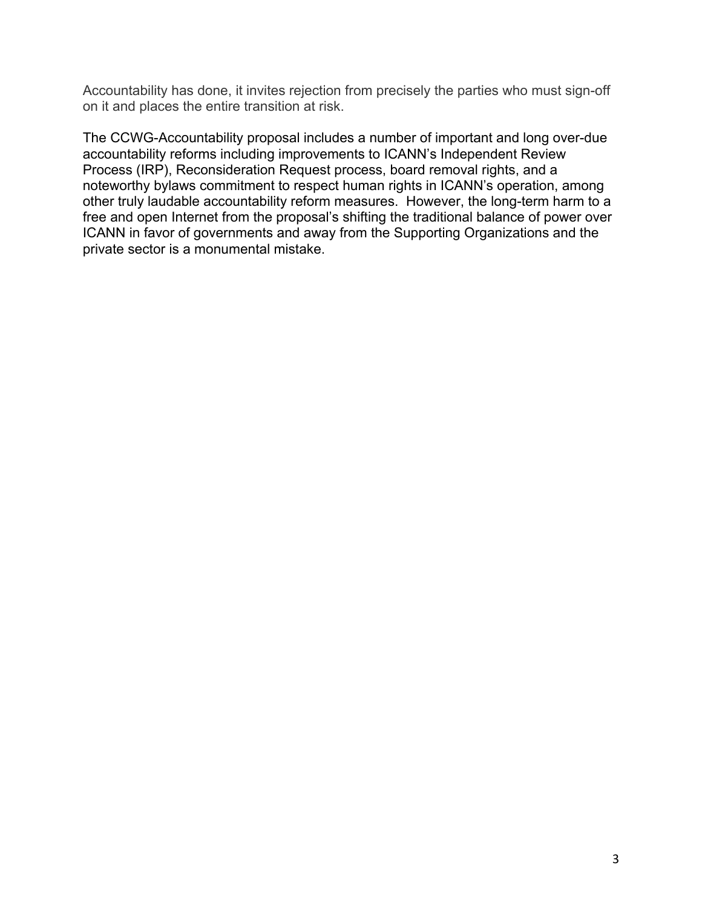Accountability has done, it invites rejection from precisely the parties who must sign-off on it and places the entire transition at risk.

The CCWG-Accountability proposal includes a number of important and long over-due accountability reforms including improvements to ICANN's Independent Review Process (IRP), Reconsideration Request process, board removal rights, and a noteworthy bylaws commitment to respect human rights in ICANN's operation, among other truly laudable accountability reform measures. However, the long-term harm to a free and open Internet from the proposal's shifting the traditional balance of power over ICANN in favor of governments and away from the Supporting Organizations and the private sector is a monumental mistake.